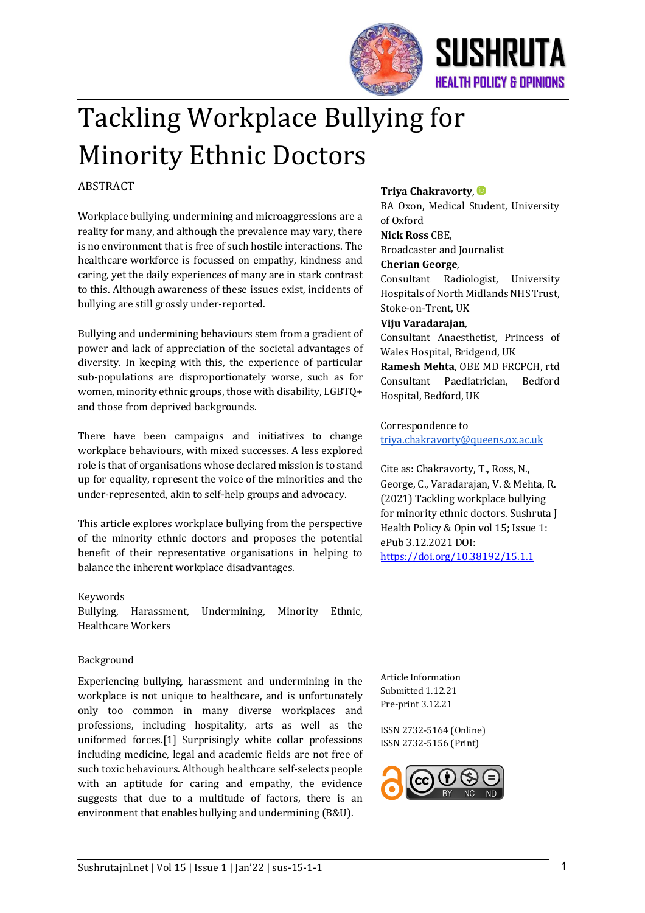# Tackling Workplace Bullying for Minority Ethnic Doctors

**Triya Chakravorty**, BA Oxon, Medical Student, University of Oxford
**Nick Ross** CBE, Broadcaster and Journalist
**Cherian George**, Consultant Radiologist, University Hospitals of North Midlands NHS Trust, Stoke-on-Trent, UK
**Viju Varadarajan**, Consultant Anaesthetist, Princess of Wales Hospital, Bridgend, UK
**Ramesh Mehta**, OBE MD FRCPCH, rtd Consultant Paediatrician, Bedford Hospital, Bedford, UK

Correspondence to [triya.chakravorty@queens.ox.ac.uk](mailto:triya.chakravorty@queens.ox.ac.uk)

Cite as: Chakravorty, T., Ross, N., George, C., Varadarajan, V. & Mehta, R. (2021) Tackling workplace bullying for minority ethnic doctors. Sushruta J Health Policy & Opin vol 15; Issue 1: ePub 3.12.2021 DOI: [https://doi.org/10.38192/15.1.1](https://doi.org/10.38192/15.1.1)

Article Information
Submitted 1.12.21
Pre-print 3.12.21

ISSN 2732-5164 (Online)
ISSN 2732-5156 (Print)

## ABSTRACT

Workplace bullying, undermining and microaggressions are a reality for many, and although the prevalence may vary, there is no environment that is free of such hostile interactions. The healthcare workforce is focussed on empathy, kindness and caring, yet the daily experiences of many are in stark contrast to this. Although awareness of these issues exist, incidents of bullying are still grossly under-reported.

Bullying and undermining behaviours stem from a gradient of power and lack of appreciation of the societal advantages of diversity. In keeping with this, the experience of particular sub-populations are disproportionately worse, such as for women, minority ethnic groups, those with disability, LGBTQ+ and those from deprived backgrounds.

There have been campaigns and initiatives to change workplace behaviours, with mixed successes. A less explored role is that of organisations whose declared mission is to stand up for equality, represent the voice of the minorities and the under-represented, akin to self-help groups and advocacy.

This article explores workplace bullying from the perspective of the minority ethnic doctors and proposes the potential benefit of their representative organisations in helping to balance the inherent workplace disadvantages.

Keywords
Bullying, Harassment, Undermining, Minority Ethnic, Healthcare Workers

## Background

Experiencing bullying, harassment and undermining in the workplace is not unique to healthcare, and is unfortunately only too common in many diverse workplaces and professions, including hospitality, arts as well as the uniformed forces.[1] Surprisingly white collar professions including medicine, legal and academic fields are not free of such toxic behaviours. Although healthcare self-selects people with an aptitude for caring and empathy, the evidence suggests that due to a multitude of factors, there is an environment that enables bullying and undermining (B&U).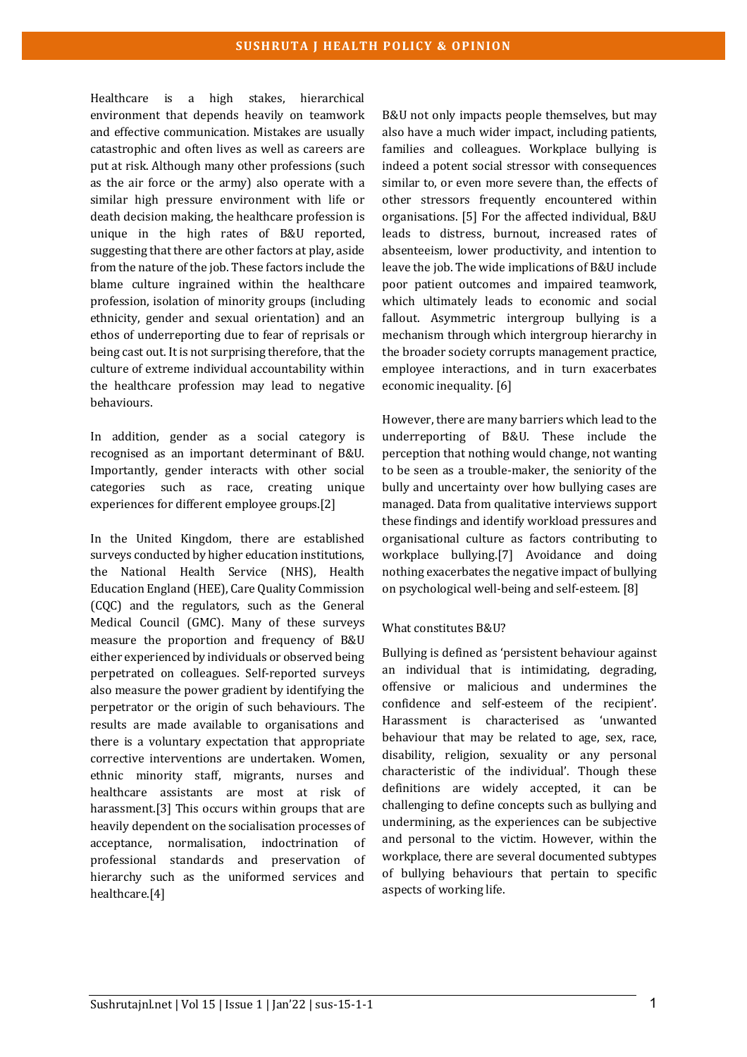Healthcare is a high stakes, hierarchical environment that depends heavily on teamwork and effective communication. Mistakes are usually catastrophic and often lives as well as careers are put at risk. Although many other professions (such as the air force or the army) also operate with a similar high pressure environment with life or death decision making, the healthcare profession is unique in the high rates of B&U reported, suggesting that there are other factors at play, aside from the nature of the job. These factors include the blame culture ingrained within the healthcare profession, isolation of minority groups (including ethnicity, gender and sexual orientation) and an ethos of underreporting due to fear of reprisals or being cast out. It is not surprising therefore, that the culture of extreme individual accountability within the healthcare profession may lead to negative behaviours.

In addition, gender as a social category is recognised as an important determinant of B&U. Importantly, gender interacts with other social categories such as race, creating unique experiences for different employee groups.[2]

In the United Kingdom, there are established surveys conducted by higher education institutions, the National Health Service (NHS), Health Education England (HEE), Care Quality Commission (CQC) and the regulators, such as the General Medical Council (GMC). Many of these surveys measure the proportion and frequency of B&U either experienced by individuals or observed being perpetrated on colleagues. Self-reported surveys also measure the power gradient by identifying the perpetrator or the origin of such behaviours. The results are made available to organisations and there is a voluntary expectation that appropriate corrective interventions are undertaken. Women, ethnic minority staff, migrants, nurses and healthcare assistants are most at risk of harassment.[3] This occurs within groups that are heavily dependent on the socialisation processes of acceptance, normalisation, indoctrination of professional standards and preservation of hierarchy such as the uniformed services and healthcare.[4]

B&U not only impacts people themselves, but may also have a much wider impact, including patients, families and colleagues. Workplace bullying is indeed a potent social stressor with consequences similar to, or even more severe than, the effects of other stressors frequently encountered within organisations. [5] For the affected individual, B&U leads to distress, burnout, increased rates of absenteeism, lower productivity, and intention to leave the job. The wide implications of B&U include poor patient outcomes and impaired teamwork, which ultimately leads to economic and social fallout. Asymmetric intergroup bullying is a mechanism through which intergroup hierarchy in the broader society corrupts management practice, employee interactions, and in turn exacerbates economic inequality. [6]

However, there are many barriers which lead to the underreporting of B&U. These include the perception that nothing would change, not wanting to be seen as a trouble-maker, the seniority of the bully and uncertainty over how bullying cases are managed. Data from qualitative interviews support these findings and identify workload pressures and organisational culture as factors contributing to workplace bullying.[7] Avoidance and doing nothing exacerbates the negative impact of bullying on psychological well-being and self-esteem. [8]

## What constitutes B&U?

Bullying is defined as 'persistent behaviour against an individual that is intimidating, degrading, offensive or malicious and undermines the confidence and self-esteem of the recipient'. Harassment is characterised as 'unwanted behaviour that may be related to age, sex, race, disability, religion, sexuality or any personal characteristic of the individual'. Though these definitions are widely accepted, it can be challenging to define concepts such as bullying and undermining, as the experiences can be subjective and personal to the victim. However, within the workplace, there are several documented subtypes of bullying behaviours that pertain to specific aspects of working life.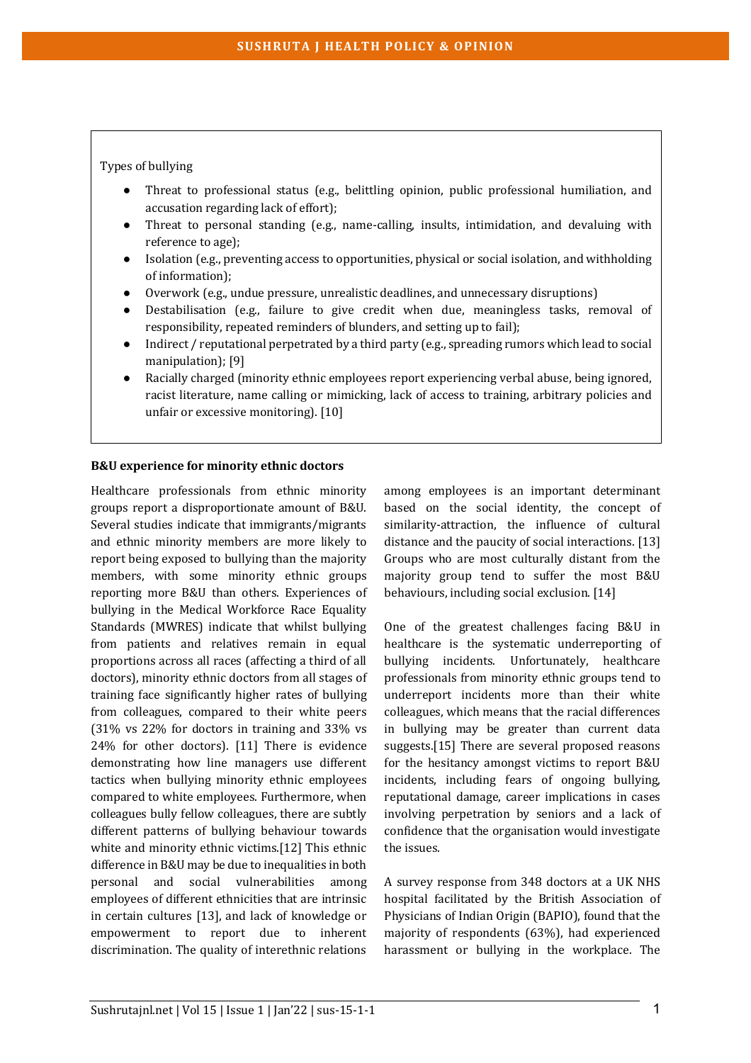Types of bullying

- Threat to professional status (e.g., belittling opinion, public professional humiliation, and accusation regarding lack of effort);
- Threat to personal standing (e.g., name-calling, insults, intimidation, and devaluing with reference to age);
- Isolation (e.g., preventing access to opportunities, physical or social isolation, and withholding of information);
- Overwork (e.g., undue pressure, unrealistic deadlines, and unnecessary disruptions)
- Destabilisation (e.g., failure to give credit when due, meaningless tasks, removal of responsibility, repeated reminders of blunders, and setting up to fail);
- Indirect / reputational perpetrated by a third party (e.g., spreading rumors which lead to social manipulation); [9]
- Racially charged (minority ethnic employees report experiencing verbal abuse, being ignored, racist literature, name calling or mimicking, lack of access to training, arbitrary policies and unfair or excessive monitoring). [10]

**B&U experience for minority ethnic doctors**

Healthcare professionals from ethnic minority groups report a disproportionate amount of B&U. Several studies indicate that immigrants/migrants and ethnic minority members are more likely to report being exposed to bullying than the majority members, with some minority ethnic groups reporting more B&U than others. Experiences of bullying in the Medical Workforce Race Equality Standards (MWRES) indicate that whilst bullying from patients and relatives remain in equal proportions across all races (affecting a third of all doctors), minority ethnic doctors from all stages of training face significantly higher rates of bullying from colleagues, compared to their white peers (31% vs 22% for doctors in training and 33% vs 24% for other doctors). [11] There is evidence demonstrating how line managers use different tactics when bullying minority ethnic employees compared to white employees. Furthermore, when colleagues bully fellow colleagues, there are subtly different patterns of bullying behaviour towards white and minority ethnic victims.[12] This ethnic difference in B&U may be due to inequalities in both personal and social vulnerabilities among employees of different ethnicities that are intrinsic in certain cultures [13], and lack of knowledge or empowerment to report due to inherent discrimination. The quality of interethnic relations among employees is an important determinant based on the social identity, the concept of similarity-attraction, the influence of cultural distance and the paucity of social interactions. [13] Groups who are most culturally distant from the majority group tend to suffer the most B&U behaviours, including social exclusion. [14]

One of the greatest challenges facing B&U in healthcare is the systematic underreporting of bullying incidents. Unfortunately, healthcare professionals from minority ethnic groups tend to underreport incidents more than their white colleagues, which means that the racial differences in bullying may be greater than current data suggests.[15] There are several proposed reasons for the hesitancy amongst victims to report B&U incidents, including fears of ongoing bullying, reputational damage, career implications in cases involving perpetration by seniors and a lack of confidence that the organisation would investigate the issues.

A survey response from 348 doctors at a UK NHS hospital facilitated by the British Association of Physicians of Indian Origin (BAPIO), found that the majority of respondents (63%), had experienced harassment or bullying in the workplace. The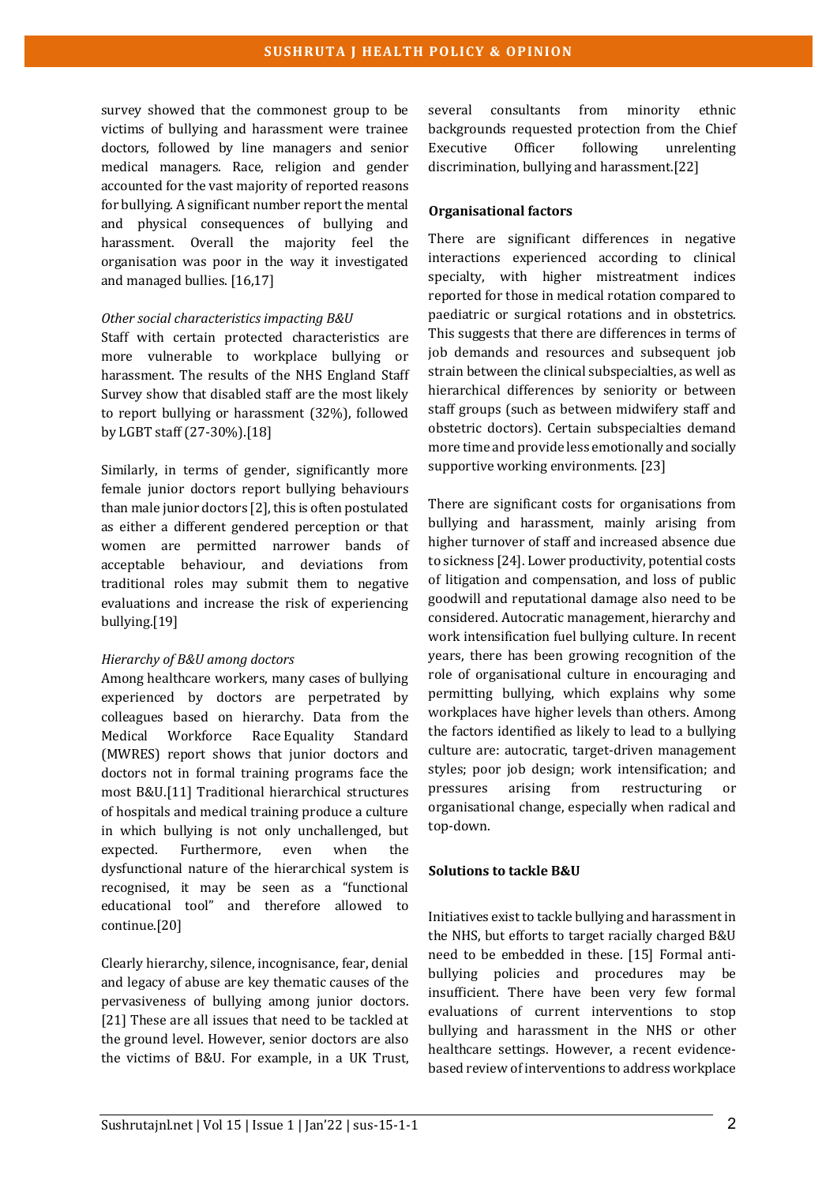survey showed that the commonest group to be victims of bullying and harassment were trainee doctors, followed by line managers and senior medical managers. Race, religion and gender accounted for the vast majority of reported reasons for bullying. A significant number report the mental and physical consequences of bullying and harassment. Overall the majority feel the organisation was poor in the way it investigated and managed bullies. [16,17]

*Other social characteristics impacting B&U*

Staff with certain protected characteristics are more vulnerable to workplace bullying or harassment. The results of the NHS England Staff Survey show that disabled staff are the most likely to report bullying or harassment (32%), followed by LGBT staff (27-30%).[18]

Similarly, in terms of gender, significantly more female junior doctors report bullying behaviours than male junior doctors [2], this is often postulated as either a different gendered perception or that women are permitted narrower bands of acceptable behaviour, and deviations from traditional roles may submit them to negative evaluations and increase the risk of experiencing bullying.[19]

*Hierarchy of B&U among doctors*

Among healthcare workers, many cases of bullying experienced by doctors are perpetrated by colleagues based on hierarchy. Data from the Medical Workforce Race Equality Standard (MWRES) report shows that junior doctors and doctors not in formal training programs face the most B&U.[11] Traditional hierarchical structures of hospitals and medical training produce a culture in which bullying is not only unchallenged, but expected. Furthermore, even when the dysfunctional nature of the hierarchical system is recognised, it may be seen as a "functional educational tool" and therefore allowed to continue.[20]

Clearly hierarchy, silence, incognisance, fear, denial and legacy of abuse are key thematic causes of the pervasiveness of bullying among junior doctors.[21] These are all issues that need to be tackled at the ground level. However, senior doctors are also the victims of B&U. For example, in a UK Trust, several consultants from minority ethnic backgrounds requested protection from the Chief Executive Officer following unrelenting discrimination, bullying and harassment.[22]

**Organisational factors**

There are significant differences in negative interactions experienced according to clinical specialty, with higher mistreatment indices reported for those in medical rotation compared to paediatric or surgical rotations and in obstetrics. This suggests that there are differences in terms of job demands and resources and subsequent job strain between the clinical subspecialties, as well as hierarchical differences by seniority or between staff groups (such as between midwifery staff and obstetric doctors). Certain subspecialties demand more time and provide less emotionally and socially supportive working environments. [23]

There are significant costs for organisations from bullying and harassment, mainly arising from higher turnover of staff and increased absence due to sickness [24]. Lower productivity, potential costs of litigation and compensation, and loss of public goodwill and reputational damage also need to be considered. Autocratic management, hierarchy and work intensification fuel bullying culture. In recent years, there has been growing recognition of the role of organisational culture in encouraging and permitting bullying, which explains why some workplaces have higher levels than others. Among the factors identified as likely to lead to a bullying culture are: autocratic, target-driven management styles; poor job design; work intensification; and pressures arising from restructuring or organisational change, especially when radical and top-down.

**Solutions to tackle B&U**

Initiatives exist to tackle bullying and harassment in the NHS, but efforts to target racially charged B&U need to be embedded in these. [15] Formal anti-bullying policies and procedures may be insufficient. There have been very few formal evaluations of current interventions to stop bullying and harassment in the NHS or other healthcare settings. However, a recent evidence-based review of interventions to address workplace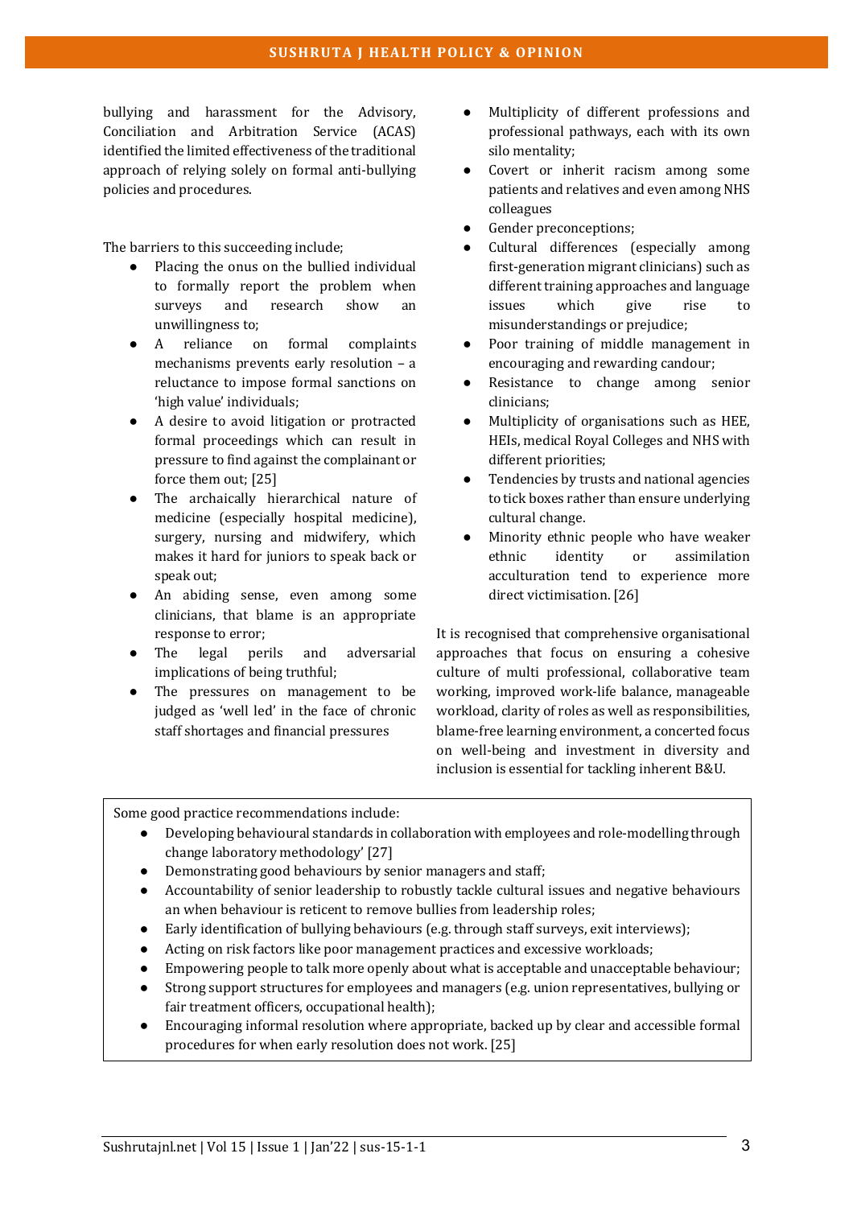bullying and harassment for the Advisory, Conciliation and Arbitration Service (ACAS) identified the limited effectiveness of the traditional approach of relying solely on formal anti-bullying policies and procedures.

The barriers to this succeeding include;

- Placing the onus on the bullied individual to formally report the problem when surveys and research show an unwillingness to;
- A reliance on formal complaints mechanisms prevents early resolution – a reluctance to impose formal sanctions on 'high value' individuals;
- A desire to avoid litigation or protracted formal proceedings which can result in pressure to find against the complainant or force them out; [25]
- The archaically hierarchical nature of medicine (especially hospital medicine), surgery, nursing and midwifery, which makes it hard for juniors to speak back or speak out;
- An abiding sense, even among some clinicians, that blame is an appropriate response to error;
- The legal perils and adversarial implications of being truthful;
- The pressures on management to be judged as 'well led' in the face of chronic staff shortages and financial pressures
- Multiplicity of different professions and professional pathways, each with its own silo mentality;
- Covert or inherit racism among some patients and relatives and even among NHS colleagues
- Gender preconceptions;
- Cultural differences (especially among first-generation migrant clinicians) such as different training approaches and language issues which give rise to misunderstandings or prejudice;
- Poor training of middle management in encouraging and rewarding candour;
- Resistance to change among senior clinicians;
- Multiplicity of organisations such as HEE, HEIs, medical Royal Colleges and NHS with different priorities;
- Tendencies by trusts and national agencies to tick boxes rather than ensure underlying cultural change.
- Minority ethnic people who have weaker ethnic identity or assimilation acculturation tend to experience more direct victimisation. [26]

It is recognised that comprehensive organisational approaches that focus on ensuring a cohesive culture of multi professional, collaborative team working, improved work-life balance, manageable workload, clarity of roles as well as responsibilities, blame-free learning environment, a concerted focus on well-being and investment in diversity and inclusion is essential for tackling inherent B&U.

Some good practice recommendations include:

- Developing behavioural standards in collaboration with employees and role-modelling through change laboratory methodology' [27]
- Demonstrating good behaviours by senior managers and staff;
- Accountability of senior leadership to robustly tackle cultural issues and negative behaviours an when behaviour is reticent to remove bullies from leadership roles;
- Early identification of bullying behaviours (e.g. through staff surveys, exit interviews);
- Acting on risk factors like poor management practices and excessive workloads;
- Empowering people to talk more openly about what is acceptable and unacceptable behaviour;
- Strong support structures for employees and managers (e.g. union representatives, bullying or fair treatment officers, occupational health);
- Encouraging informal resolution where appropriate, backed up by clear and accessible formal procedures for when early resolution does not work. [25]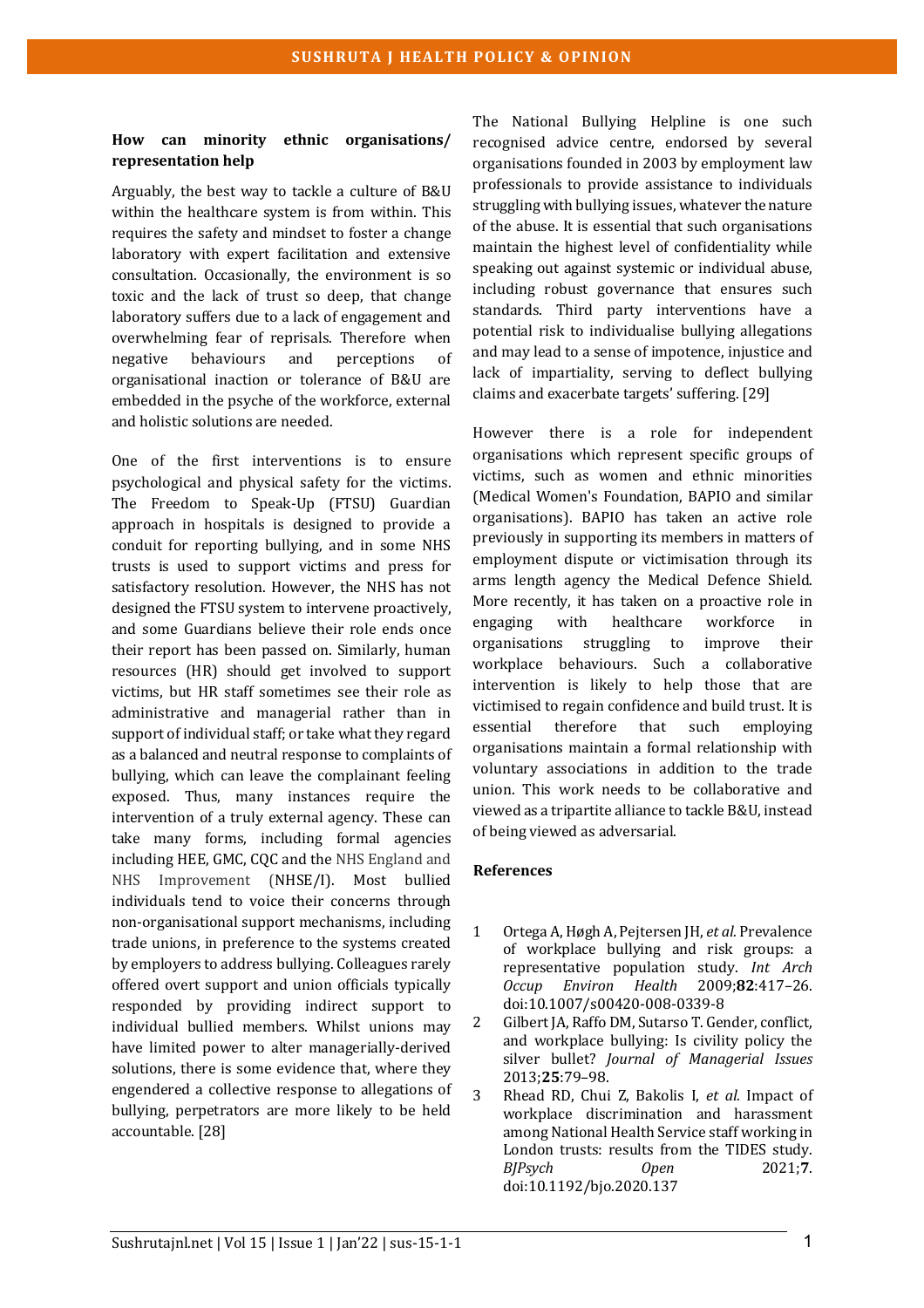### How can minority ethnic organisations/ representation help

Arguably, the best way to tackle a culture of B&U within the healthcare system is from within. This requires the safety and mindset to foster a change laboratory with expert facilitation and extensive consultation. Occasionally, the environment is so toxic and the lack of trust so deep, that change laboratory suffers due to a lack of engagement and overwhelming fear of reprisals. Therefore when negative behaviours and perceptions of organisational inaction or tolerance of B&U are embedded in the psyche of the workforce, external and holistic solutions are needed.

One of the first interventions is to ensure psychological and physical safety for the victims. The Freedom to Speak-Up (FTSU) Guardian approach in hospitals is designed to provide a conduit for reporting bullying, and in some NHS trusts is used to support victims and press for satisfactory resolution. However, the NHS has not designed the FTSU system to intervene proactively, and some Guardians believe their role ends once their report has been passed on. Similarly, human resources (HR) should get involved to support victims, but HR staff sometimes see their role as administrative and managerial rather than in support of individual staff; or take what they regard as a balanced and neutral response to complaints of bullying, which can leave the complainant feeling exposed. Thus, many instances require the intervention of a truly external agency. These can take many forms, including formal agencies including HEE, GMC, CQC and the NHS England and NHS Improvement (NHSE/I). Most bullied individuals tend to voice their concerns through non-organisational support mechanisms, including trade unions, in preference to the systems created by employers to address bullying. Colleagues rarely offered overt support and union officials typically responded by providing indirect support to individual bullied members. Whilst unions may have limited power to alter managerially-derived solutions, there is some evidence that, where they engendered a collective response to allegations of bullying, perpetrators are more likely to be held accountable. [28]

The National Bullying Helpline is one such recognised advice centre, endorsed by several organisations founded in 2003 by employment law professionals to provide assistance to individuals struggling with bullying issues, whatever the nature of the abuse. It is essential that such organisations maintain the highest level of confidentiality while speaking out against systemic or individual abuse, including robust governance that ensures such standards. Third party interventions have a potential risk to individualise bullying allegations and may lead to a sense of impotence, injustice and lack of impartiality, serving to deflect bullying claims and exacerbate targets' suffering. [29]

However there is a role for independent organisations which represent specific groups of victims, such as women and ethnic minorities (Medical Women's Foundation, BAPIO and similar organisations). BAPIO has taken an active role previously in supporting its members in matters of employment dispute or victimisation through its arms length agency the Medical Defence Shield. More recently, it has taken on a proactive role in engaging with healthcare workforce in organisations struggling to improve their workplace behaviours. Such a collaborative intervention is likely to help those that are victimised to regain confidence and build trust. It is essential therefore that such employing organisations maintain a formal relationship with voluntary associations in addition to the trade union. This work needs to be collaborative and viewed as a tripartite alliance to tackle B&U, instead of being viewed as adversarial.

### References

1. Ortega A, Høgh A, Pejtersen JH, *et al.* Prevalence of workplace bullying and risk groups: a representative population study. *Int Arch Occup Environ Health* 2009;**82**:417–26. doi:10.1007/s00420-008-0339-8
2. Gilbert JA, Raffo DM, Sutarso T. Gender, conflict, and workplace bullying: Is civility policy the silver bullet? *Journal of Managerial Issues* 2013;**25**:79–98.
3. Rhead RD, Chui Z, Bakolis I, *et al.* Impact of workplace discrimination and harassment among National Health Service staff working in London trusts: results from the TIDES study. *BJPsych Open* 2021;**7**. doi:10.1192/bjo.2020.137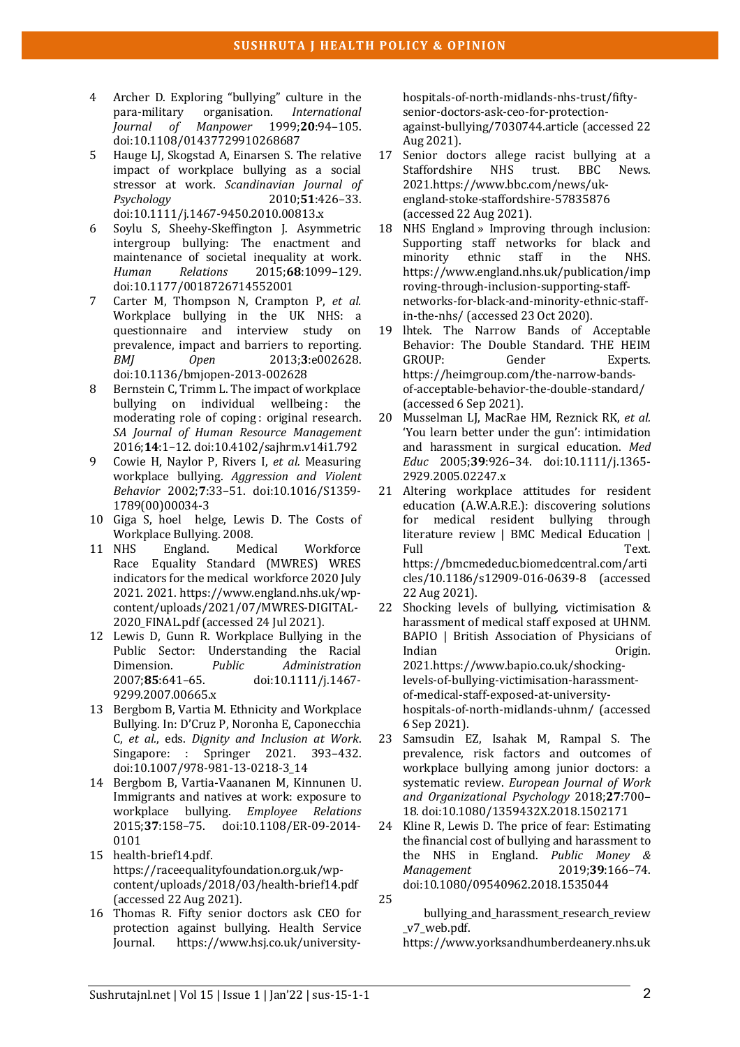4. Archer D. Exploring "bullying" culture in the para-military organisation. *International Journal of Manpower* 1999;**20**:94–105. doi:10.1108/01437729910268687
5. Hauge LJ, Skogstad A, Einarsen S. The relative impact of workplace bullying as a social stressor at work. *Scandinavian Journal of Psychology* 2010;**51**:426–33. doi:10.1111/j.1467-9450.2010.00813.x
6. Soylu S, Sheehy-Skeffington J. Asymmetric intergroup bullying: The enactment and maintenance of societal inequality at work. *Human Relations* 2015;**68**:1099–129. doi:10.1177/0018726714552001
7. Carter M, Thompson N, Crampton P, *et al.* Workplace bullying in the UK NHS: a questionnaire and interview study on prevalence, impact and barriers to reporting. *BMJ Open* 2013;**3**:e002628. doi:10.1136/bmjopen-2013-002628
8. Bernstein C, Trimm L. The impact of workplace bullying on individual wellbeing : the moderating role of coping : original research. *SA Journal of Human Resource Management* 2016;**14**:1–12. doi:10.4102/sajhrm.v14i1.792
9. Cowie H, Naylor P, Rivers I, *et al.* Measuring workplace bullying. *Aggression and Violent Behavior* 2002;**7**:33–51. doi:10.1016/S1359-1789(00)00034-3
10. Giga S, hoel helge, Lewis D. The Costs of Workplace Bullying. 2008.
11. NHS England. Medical Workforce Race Equality Standard (MWRES) WRES indicators for the medical workforce 2020 July 2021. 2021. https://www.england.nhs.uk/wp-content/uploads/2021/07/MWRES-DIGITAL-2020_FINAL.pdf (accessed 24 Jul 2021).
12. Lewis D, Gunn R. Workplace Bullying in the Public Sector: Understanding the Racial Dimension. *Public Administration* 2007;**85**:641–65. doi:10.1111/j.1467-9299.2007.00665.x
13. Bergbom B, Vartia M. Ethnicity and Workplace Bullying. In: D'Cruz P, Noronha E, Caponecchia C, *et al.*, eds. *Dignity and Inclusion at Work*. Singapore: : Springer 2021. 393–432. doi:10.1007/978-981-13-0218-3_14
14. Bergbom B, Vartia-Vaananen M, Kinnunen U. Immigrants and natives at work: exposure to workplace bullying. *Employee Relations* 2015;**37**:158–75. doi:10.1108/ER-09-2014-0101
15. health-brief14.pdf. https://raceequalityfoundation.org.uk/wp-content/uploads/2018/03/health-brief14.pdf (accessed 22 Aug 2021).
16. Thomas R. Fifty senior doctors ask CEO for protection against bullying. Health Service Journal. https://www.hsj.co.uk/university-hospitals-of-north-midlands-nhs-trust/fifty-senior-doctors-ask-ceo-for-protection-against-bullying/7030744.article (accessed 22 Aug 2021).
17. Senior doctors allege racist bullying at a Staffordshire NHS trust. BBC News. 2021.https://www.bbc.com/news/uk-england-stoke-staffordshire-57835876 (accessed 22 Aug 2021).
18. NHS England » Improving through inclusion: Supporting staff networks for black and minority ethnic staff in the NHS. https://www.england.nhs.uk/publication/improving-through-inclusion-supporting-staff-networks-for-black-and-minority-ethnic-staff-in-the-nhs/ (accessed 23 Oct 2020).
19. lhtek. The Narrow Bands of Acceptable Behavior: The Double Standard. THE HEIM GROUP: Gender Experts. https://heimgroup.com/the-narrow-bands-of-acceptable-behavior-the-double-standard/ (accessed 6 Sep 2021).
20. Musselman LJ, MacRae HM, Reznick RK, *et al.* 'You learn better under the gun': intimidation and harassment in surgical education. *Med Educ* 2005;**39**:926–34. doi:10.1111/j.1365-2929.2005.02247.x
21. Altering workplace attitudes for resident education (A.W.A.R.E.): discovering solutions for medical resident bullying through literature review | BMC Medical Education | Full Text. https://bmcmededuc.biomedcentral.com/articles/10.1186/s12909-016-0639-8 (accessed 22 Aug 2021).
22. Shocking levels of bullying, victimisation & harassment of medical staff exposed at UHNM. BAPIO | British Association of Physicians of Indian Origin. 2021.https://www.bapio.co.uk/shocking-levels-of-bullying-victimisation-harassment-of-medical-staff-exposed-at-university-hospitals-of-north-midlands-uhnm/ (accessed 6 Sep 2021).
23. Samsudin EZ, Isahak M, Rampal S. The prevalence, risk factors and outcomes of workplace bullying among junior doctors: a systematic review. *European Journal of Work and Organizational Psychology* 2018;**27**:700–18. doi:10.1080/1359432X.2018.1502171
24. Kline R, Lewis D. The price of fear: Estimating the financial cost of bullying and harassment to the NHS in England. *Public Money & Management* 2019;**39**:166–74. doi:10.1080/09540962.2018.1535044
25. bullying_and_harassment_research_review_v7_web.pdf. https://www.yorksandhumberdeanery.nhs.uk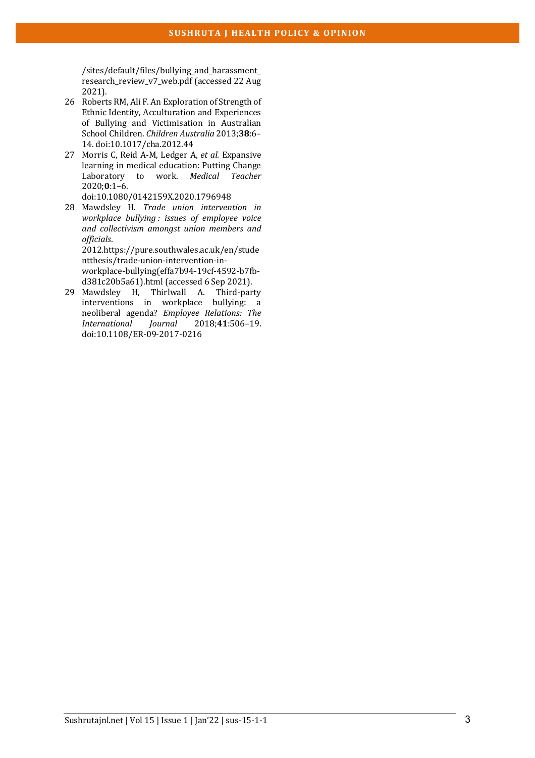/sites/default/files/bullying_and_harassment_research_review_v7_web.pdf (accessed 22 Aug 2021).

26 Roberts RM, Ali F. An Exploration of Strength of Ethnic Identity, Acculturation and Experiences of Bullying and Victimisation in Australian School Children. *Children Australia* 2013;**38**:6–14. doi:10.1017/cha.2012.44

27 Morris C, Reid A-M, Ledger A, *et al.* Expansive learning in medical education: Putting Change Laboratory to work. *Medical Teacher* 2020;**0**:1–6. doi:10.1080/0142159X.2020.1796948

28 Mawdsley H. *Trade union intervention in workplace bullying : issues of employee voice and collectivism amongst union members and officials*. 2012.https://pure.southwales.ac.uk/en/studentthesis/trade-union-intervention-in-workplace-bullying(effa7b94-19cf-4592-b7fb-d381c20b5a61).html (accessed 6 Sep 2021).

29 Mawdsley H, Thirlwall A. Third-party interventions in workplace bullying: a neoliberal agenda? *Employee Relations: The International Journal* 2018;**41**:506–19. doi:10.1108/ER-09-2017-0216